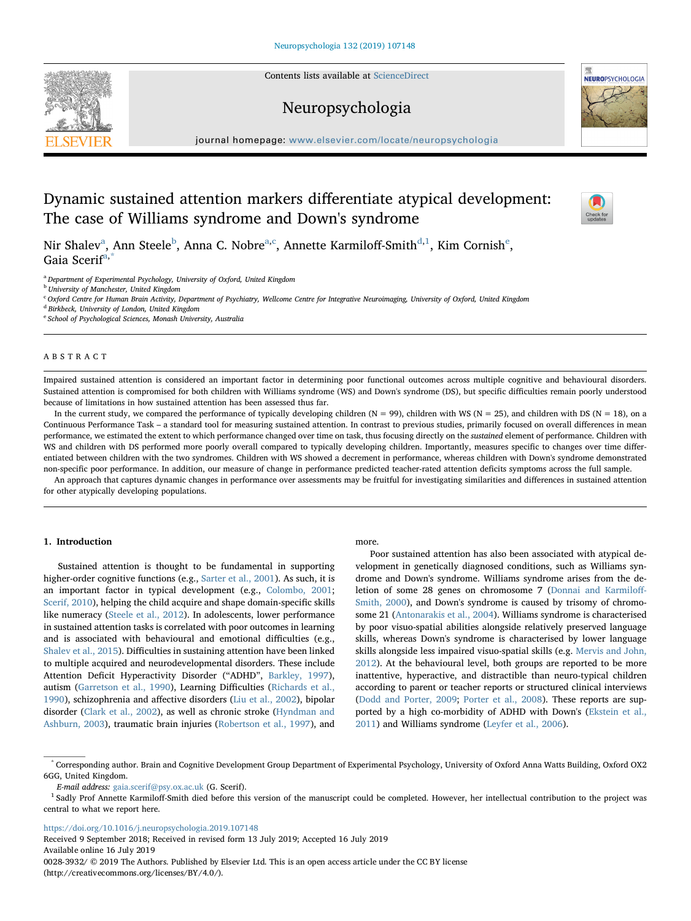# Dynamic sustained attention markers differentiate atypical development: The case of Williams syndrome and Down's syndrome

Nir Shalev[a], Ann Steele[b], Anna C. Nobre[a,c], Annette Karmiloff-Smith[d,1], Kim Cornish[e], Gaia Scerif[a,*]

[a] Department of Experimental Psychology, University of Oxford, United Kingdom
[b] University of Manchester, United Kingdom
[c] Oxford Centre for Human Brain Activity, Department of Psychiatry, Wellcome Centre for Integrative Neuroimaging, University of Oxford, United Kingdom
[d] Birkbeck, University of London, United Kingdom
[e] School of Psychological Sciences, Monash University, Australia

## ABSTRACT

Impaired sustained attention is considered an important factor in determining poor functional outcomes across multiple cognitive and behavioural disorders. Sustained attention is compromised for both children with Williams syndrome (WS) and Down's syndrome (DS), but specific difficulties remain poorly understood because of limitations in how sustained attention has been assessed thus far.

In the current study, we compared the performance of typically developing children (N = 99), children with WS (N = 25), and children with DS (N = 18), on a Continuous Performance Task – a standard tool for measuring sustained attention. In contrast to previous studies, primarily focused on overall differences in mean performance, we estimated the extent to which performance changed over time on task, thus focusing directly on the *sustained* element of performance. Children with WS and children with DS performed more poorly overall compared to typically developing children. Importantly, measures specific to changes over time differentiated between children with the two syndromes. Children with WS showed a decrement in performance, whereas children with Down's syndrome demonstrated non-specific poor performance. In addition, our measure of change in performance predicted teacher-rated attention deficits symptoms across the full sample.

An approach that captures dynamic changes in performance over assessments may be fruitful for investigating similarities and differences in sustained attention for other atypically developing populations.

## 1. Introduction

Sustained attention is thought to be fundamental in supporting higher-order cognitive functions (e.g., Sarter et al., 2001). As such, it is an important factor in typical development (e.g., Colombo, 2001; Scerif, 2010), helping the child acquire and shape domain-specific skills like numeracy (Steele et al., 2012). In adolescents, lower performance in sustained attention tasks is correlated with poor outcomes in learning and is associated with behavioural and emotional difficulties (e.g., Shalev et al., 2015). Difficulties in sustaining attention have been linked to multiple acquired and neurodevelopmental disorders. These include Attention Deficit Hyperactivity Disorder ("ADHD", Barkley, 1997), autism (Garretson et al., 1990), Learning Difficulties (Richards et al., 1990), schizophrenia and affective disorders (Liu et al., 2002), bipolar disorder (Clark et al., 2002), as well as chronic stroke (Hyndman and Ashburn, 2003), traumatic brain injuries (Robertson et al., 1997), and more.

Poor sustained attention has also been associated with atypical development in genetically diagnosed conditions, such as Williams syndrome and Down's syndrome. Williams syndrome arises from the deletion of some 28 genes on chromosome 7 (Donnai and Karmiloff-Smith, 2000), and Down's syndrome is caused by trisomy of chromosome 21 (Antonarakis et al., 2004). Williams syndrome is characterised by poor visuo-spatial abilities alongside relatively preserved language skills, whereas Down's syndrome is characterised by lower language skills alongside less impaired visuo-spatial skills (e.g. Mervis and John, 2012). At the behavioural level, both groups are reported to be more inattentive, hyperactive, and distractible than neuro-typical children according to parent or teacher reports or structured clinical interviews (Dodd and Porter, 2009; Porter et al., 2008). These reports are supported by a high co-morbidity of ADHD with Down's (Ekstein et al., 2011) and Williams syndrome (Leyfer et al., 2006).

---

[*] Corresponding author. Brain and Cognitive Development Group Department of Experimental Psychology, University of Oxford Anna Watts Building, Oxford OX2 6GG, United Kingdom.

*E-mail address:* gaia.scerif@psy.ox.ac.uk (G. Scerif).

[1] Sadly Prof Annette Karmiloff-Smith died before this version of the manuscript could be completed. However, her intellectual contribution to the project was central to what we report here.

https://doi.org/10.1016/j.neuropsychologia.2019.107148
Received 9 September 2018; Received in revised form 13 July 2019; Accepted 16 July 2019
Available online 16 July 2019
0028-3932/ © 2019 The Authors. Published by Elsevier Ltd. This is an open access article under the CC BY license (http://creativecommons.org/licenses/BY/4.0/).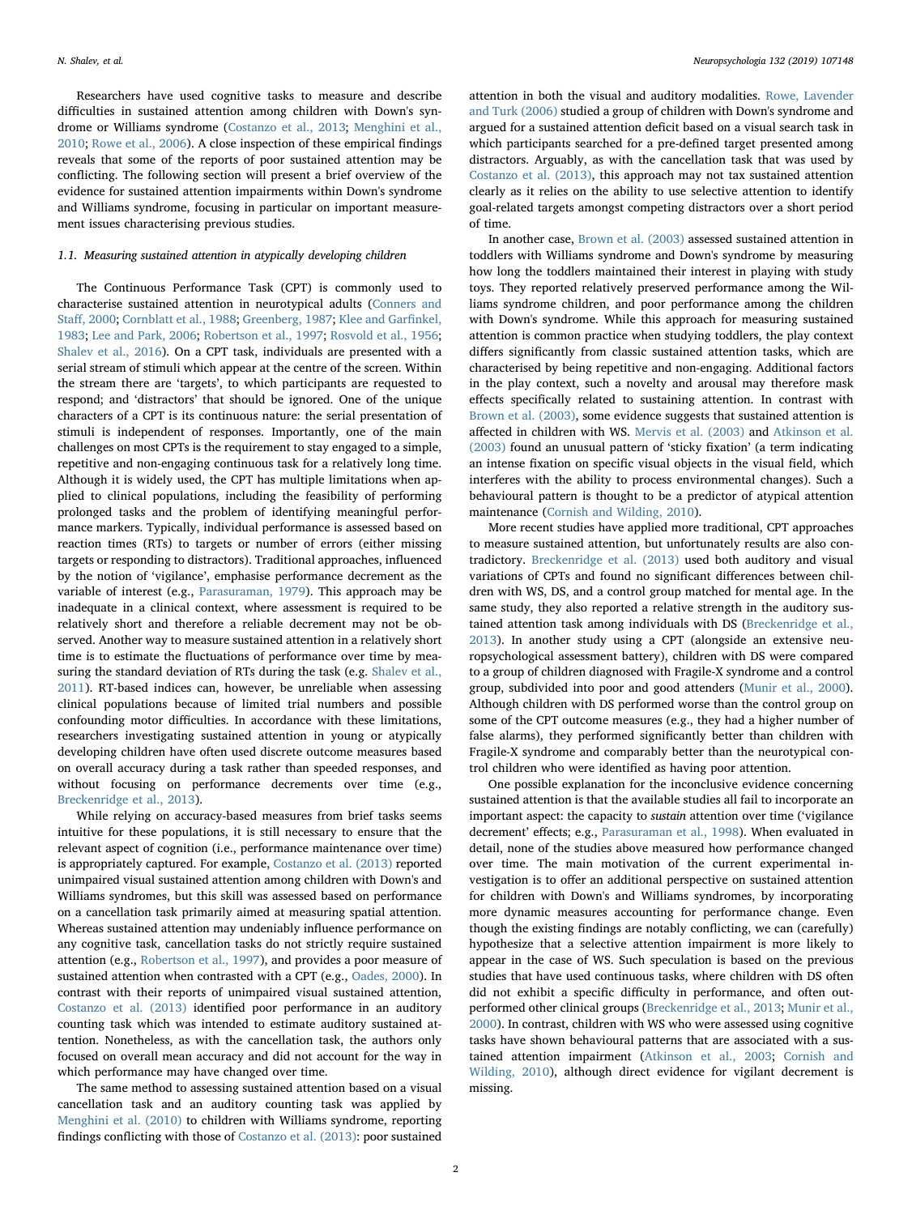Researchers have used cognitive tasks to measure and describe difficulties in sustained attention among children with Down's syndrome or Williams syndrome (Costanzo et al., 2013; Menghini et al., 2010; Rowe et al., 2006). A close inspection of these empirical findings reveals that some of the reports of poor sustained attention may be conflicting. The following section will present a brief overview of the evidence for sustained attention impairments within Down's syndrome and Williams syndrome, focusing in particular on important measurement issues characterising previous studies.

### 1.1. Measuring sustained attention in atypically developing children

The Continuous Performance Task (CPT) is commonly used to characterise sustained attention in neurotypical adults (Conners and Staff, 2000; Cornblatt et al., 1988; Greenberg, 1987; Klee and Garfinkel, 1983; Lee and Park, 2006; Robertson et al., 1997; Rosvold et al., 1956; Shalev et al., 2016). On a CPT task, individuals are presented with a serial stream of stimuli which appear at the centre of the screen. Within the stream there are 'targets', to which participants are requested to respond; and 'distractors' that should be ignored. One of the unique characters of a CPT is its continuous nature: the serial presentation of stimuli is independent of responses. Importantly, one of the main challenges on most CPTs is the requirement to stay engaged to a simple, repetitive and non-engaging continuous task for a relatively long time. Although it is widely used, the CPT has multiple limitations when applied to clinical populations, including the feasibility of performing prolonged tasks and the problem of identifying meaningful performance markers. Typically, individual performance is assessed based on reaction times (RTs) to targets or number of errors (either missing targets or responding to distractors). Traditional approaches, influenced by the notion of 'vigilance', emphasise performance decrement as the variable of interest (e.g., Parasuraman, 1979). This approach may be inadequate in a clinical context, where assessment is required to be relatively short and therefore a reliable decrement may not be observed. Another way to measure sustained attention in a relatively short time is to estimate the fluctuations of performance over time by measuring the standard deviation of RTs during the task (e.g. Shalev et al., 2011). RT-based indices can, however, be unreliable when assessing clinical populations because of limited trial numbers and possible confounding motor difficulties. In accordance with these limitations, researchers investigating sustained attention in young or atypically developing children have often used discrete outcome measures based on overall accuracy during a task rather than speeded responses, and without focusing on performance decrements over time (e.g., Breckenridge et al., 2013).

While relying on accuracy-based measures from brief tasks seems intuitive for these populations, it is still necessary to ensure that the relevant aspect of cognition (i.e., performance maintenance over time) is appropriately captured. For example, Costanzo et al. (2013) reported unimpaired visual sustained attention among children with Down's and Williams syndromes, but this skill was assessed based on performance on a cancellation task primarily aimed at measuring spatial attention. Whereas sustained attention may undeniably influence performance on any cognitive task, cancellation tasks do not strictly require sustained attention (e.g., Robertson et al., 1997), and provides a poor measure of sustained attention when contrasted with a CPT (e.g., Oades, 2000). In contrast with their reports of unimpaired visual sustained attention, Costanzo et al. (2013) identified poor performance in an auditory counting task which was intended to estimate auditory sustained attention. Nonetheless, as with the cancellation task, the authors only focused on overall mean accuracy and did not account for the way in which performance may have changed over time.

The same method to assessing sustained attention based on a visual cancellation task and an auditory counting task was applied by Menghini et al. (2010) to children with Williams syndrome, reporting findings conflicting with those of Costanzo et al. (2013): poor sustained attention in both the visual and auditory modalities. Rowe, Lavender and Turk (2006) studied a group of children with Down's syndrome and argued for a sustained attention deficit based on a visual search task in which participants searched for a pre-defined target presented among distractors. Arguably, as with the cancellation task that was used by Costanzo et al. (2013), this approach may not tax sustained attention clearly as it relies on the ability to use selective attention to identify goal-related targets amongst competing distractors over a short period of time.

In another case, Brown et al. (2003) assessed sustained attention in toddlers with Williams syndrome and Down's syndrome by measuring how long the toddlers maintained their interest in playing with study toys. They reported relatively preserved performance among the Williams syndrome children, and poor performance among the children with Down's syndrome. While this approach for measuring sustained attention is common practice when studying toddlers, the play context differs significantly from classic sustained attention tasks, which are characterised by being repetitive and non-engaging. Additional factors in the play context, such a novelty and arousal may therefore mask effects specifically related to sustaining attention. In contrast with Brown et al. (2003), some evidence suggests that sustained attention is affected in children with WS. Mervis et al. (2003) and Atkinson et al. (2003) found an unusual pattern of 'sticky fixation' (a term indicating an intense fixation on specific visual objects in the visual field, which interferes with the ability to process environmental changes). Such a behavioural pattern is thought to be a predictor of atypical attention maintenance (Cornish and Wilding, 2010).

More recent studies have applied more traditional, CPT approaches to measure sustained attention, but unfortunately results are also contradictory. Breckenridge et al. (2013) used both auditory and visual variations of CPTs and found no significant differences between children with WS, DS, and a control group matched for mental age. In the same study, they also reported a relative strength in the auditory sustained attention task among individuals with DS (Breckenridge et al., 2013). In another study using a CPT (alongside an extensive neuropsychological assessment battery), children with DS were compared to a group of children diagnosed with Fragile-X syndrome and a control group, subdivided into poor and good attenders (Munir et al., 2000). Although children with DS performed worse than the control group on some of the CPT outcome measures (e.g., they had a higher number of false alarms), they performed significantly better than children with Fragile-X syndrome and comparably better than the neurotypical control children who were identified as having poor attention.

One possible explanation for the inconclusive evidence concerning sustained attention is that the available studies all fail to incorporate an important aspect: the capacity to *sustain* attention over time ('vigilance decrement' effects; e.g., Parasuraman et al., 1998). When evaluated in detail, none of the studies above measured how performance changed over time. The main motivation of the current experimental investigation is to offer an additional perspective on sustained attention for children with Down's and Williams syndromes, by incorporating more dynamic measures accounting for performance change. Even though the existing findings are notably conflicting, we can (carefully) hypothesize that a selective attention impairment is more likely to appear in the case of WS. Such speculation is based on the previous studies that have used continuous tasks, where children with DS often did not exhibit a specific difficulty in performance, and often outperformed other clinical groups (Breckenridge et al., 2013; Munir et al., 2000). In contrast, children with WS who were assessed using cognitive tasks have shown behavioural patterns that are associated with a sustained attention impairment (Atkinson et al., 2003; Cornish and Wilding, 2010), although direct evidence for vigilant decrement is missing.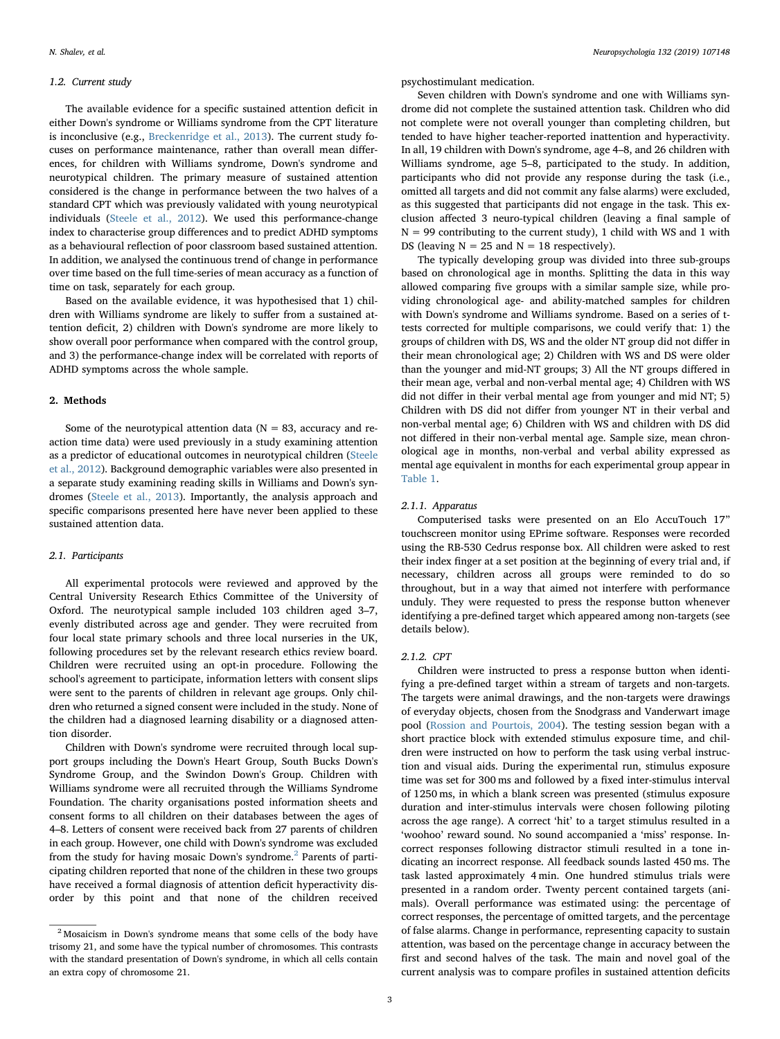### 1.2. Current study

The available evidence for a specific sustained attention deficit in either Down's syndrome or Williams syndrome from the CPT literature is inconclusive (e.g., Breckenridge et al., 2013). The current study focuses on performance maintenance, rather than overall mean differences, for children with Williams syndrome, Down's syndrome and neurotypical children. The primary measure of sustained attention considered is the change in performance between the two halves of a standard CPT which was previously validated with young neurotypical individuals (Steele et al., 2012). We used this performance-change index to characterise group differences and to predict ADHD symptoms as a behavioural reflection of poor classroom based sustained attention. In addition, we analysed the continuous trend of change in performance over time based on the full time-series of mean accuracy as a function of time on task, separately for each group.

Based on the available evidence, it was hypothesised that 1) children with Williams syndrome are likely to suffer from a sustained attention deficit, 2) children with Down's syndrome are more likely to show overall poor performance when compared with the control group, and 3) the performance-change index will be correlated with reports of ADHD symptoms across the whole sample.

## 2. Methods

Some of the neurotypical attention data (N = 83, accuracy and reaction time data) were used previously in a study examining attention as a predictor of educational outcomes in neurotypical children (Steele et al., 2012). Background demographic variables were also presented in a separate study examining reading skills in Williams and Down's syndromes (Steele et al., 2013). Importantly, the analysis approach and specific comparisons presented here have never been applied to these sustained attention data.

### 2.1. Participants

All experimental protocols were reviewed and approved by the Central University Research Ethics Committee of the University of Oxford. The neurotypical sample included 103 children aged 3–7, evenly distributed across age and gender. They were recruited from four local state primary schools and three local nurseries in the UK, following procedures set by the relevant research ethics review board. Children were recruited using an opt-in procedure. Following the school's agreement to participate, information letters with consent slips were sent to the parents of children in relevant age groups. Only children who returned a signed consent were included in the study. None of the children had a diagnosed learning disability or a diagnosed attention disorder.

Children with Down's syndrome were recruited through local support groups including the Down's Heart Group, South Bucks Down's Syndrome Group, and the Swindon Down's Group. Children with Williams syndrome were all recruited through the Williams Syndrome Foundation. The charity organisations posted information sheets and consent forms to all children on their databases between the ages of 4–8. Letters of consent were received back from 27 parents of children in each group. However, one child with Down's syndrome was excluded from the study for having mosaic Down's syndrome.[2] Parents of participating children reported that none of the children in these two groups have received a formal diagnosis of attention deficit hyperactivity disorder by this point and that none of the children received psychostimulant medication.

Seven children with Down's syndrome and one with Williams syndrome did not complete the sustained attention task. Children who did not complete were not overall younger than completing children, but tended to have higher teacher-reported inattention and hyperactivity. In all, 19 children with Down's syndrome, age 4–8, and 26 children with Williams syndrome, age 5–8, participated to the study. In addition, participants who did not provide any response during the task (i.e., omitted all targets and did not commit any false alarms) were excluded, as this suggested that participants did not engage in the task. This exclusion affected 3 neuro-typical children (leaving a final sample of N = 99 contributing to the current study), 1 child with WS and 1 with DS (leaving N = 25 and N = 18 respectively).

The typically developing group was divided into three sub-groups based on chronological age in months. Splitting the data in this way allowed comparing five groups with a similar sample size, while providing chronological age- and ability-matched samples for children with Down's syndrome and Williams syndrome. Based on a series of t-tests corrected for multiple comparisons, we could verify that: 1) the groups of children with DS, WS and the older NT group did not differ in their mean chronological age; 2) Children with WS and DS were older than the younger and mid-NT groups; 3) All the NT groups differed in their mean age, verbal and non-verbal mental age; 4) Children with WS did not differ in their verbal mental age from younger and mid NT; 5) Children with DS did not differ from younger NT in their verbal and non-verbal mental age; 6) Children with WS and children with DS did not differed in their non-verbal mental age. Sample size, mean chronological age in months, non-verbal and verbal ability expressed as mental age equivalent in months for each experimental group appear in Table 1.

#### 2.1.1. Apparatus

Computerised tasks were presented on an Elo AccuTouch 17" touchscreen monitor using EPrime software. Responses were recorded using the RB-530 Cedrus response box. All children were asked to rest their index finger at a set position at the beginning of every trial and, if necessary, children across all groups were reminded to do so throughout, but in a way that aimed not interfere with performance unduly. They were requested to press the response button whenever identifying a pre-defined target which appeared among non-targets (see details below).

#### 2.1.2. CPT

Children were instructed to press a response button when identifying a pre-defined target within a stream of targets and non-targets. The targets were animal drawings, and the non-targets were drawings of everyday objects, chosen from the Snodgrass and Vanderwart image pool (Rossion and Pourtois, 2004). The testing session began with a short practice block with extended stimulus exposure time, and children were instructed on how to perform the task using verbal instruction and visual aids. During the experimental run, stimulus exposure time was set for 300 ms and followed by a fixed inter-stimulus interval of 1250 ms, in which a blank screen was presented (stimulus exposure duration and inter-stimulus intervals were chosen following piloting across the age range). A correct 'hit' to a target stimulus resulted in a 'woohoo' reward sound. No sound accompanied a 'miss' response. Incorrect responses following distractor stimuli resulted in a tone indicating an incorrect response. All feedback sounds lasted 450 ms. The task lasted approximately 4 min. One hundred stimulus trials were presented in a random order. Twenty percent contained targets (animals). Overall performance was estimated using: the percentage of correct responses, the percentage of omitted targets, and the percentage of false alarms. Change in performance, representing capacity to sustain attention, was based on the percentage change in accuracy between the first and second halves of the task. The main and novel goal of the current analysis was to compare profiles in sustained attention deficits

[2] Mosaicism in Down's syndrome means that some cells of the body have trisomy 21, and some have the typical number of chromosomes. This contrasts with the standard presentation of Down's syndrome, in which all cells contain an extra copy of chromosome 21.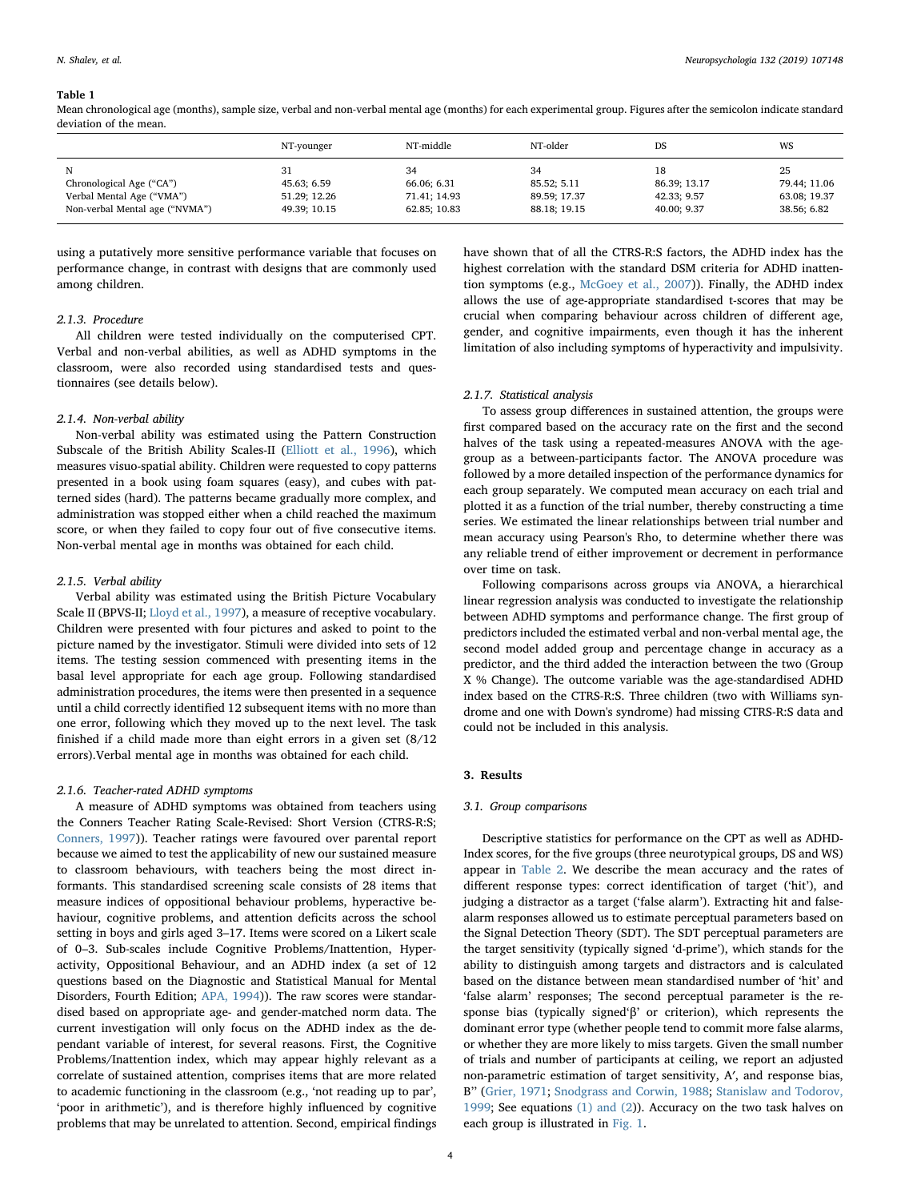**Table 1**

Mean chronological age (months), sample size, verbal and non-verbal mental age (months) for each experimental group. Figures after the semicolon indicate standard deviation of the mean.

| | NT-younger | NT-middle | NT-older | DS | WS |
|---|---|---|---|---|---|
| N | 31 | 34 | 34 | 18 | 25 |
| Chronological Age ("CA") | 45.63; 6.59 | 66.06; 6.31 | 85.52; 5.11 | 86.39; 13.17 | 79.44; 11.06 |
| Verbal Mental Age ("VMA") | 51.29; 12.26 | 71.41; 14.93 | 89.59; 17.37 | 42.33; 9.57 | 63.08; 19.37 |
| Non-verbal Mental age ("NVMA") | 49.39; 10.15 | 62.85; 10.83 | 88.18; 19.15 | 40.00; 9.37 | 38.56; 6.82 |

using a putatively more sensitive performance variable that focuses on performance change, in contrast with designs that are commonly used among children.

### 2.1.3. Procedure

All children were tested individually on the computerised CPT. Verbal and non-verbal abilities, as well as ADHD symptoms in the classroom, were also recorded using standardised tests and questionnaires (see details below).

### 2.1.4. Non-verbal ability

Non-verbal ability was estimated using the Pattern Construction Subscale of the British Ability Scales-II (Elliott et al., 1996), which measures visuo-spatial ability. Children were requested to copy patterns presented in a book using foam squares (easy), and cubes with patterned sides (hard). The patterns became gradually more complex, and administration was stopped either when a child reached the maximum score, or when they failed to copy four out of five consecutive items. Non-verbal mental age in months was obtained for each child.

### 2.1.5. Verbal ability

Verbal ability was estimated using the British Picture Vocabulary Scale II (BPVS-II; Lloyd et al., 1997), a measure of receptive vocabulary. Children were presented with four pictures and asked to point to the picture named by the investigator. Stimuli were divided into sets of 12 items. The testing session commenced with presenting items in the basal level appropriate for each age group. Following standardised administration procedures, the items were then presented in a sequence until a child correctly identified 12 subsequent items with no more than one error, following which they moved up to the next level. The task finished if a child made more than eight errors in a given set (8/12 errors).Verbal mental age in months was obtained for each child.

### 2.1.6. Teacher-rated ADHD symptoms

A measure of ADHD symptoms was obtained from teachers using the Conners Teacher Rating Scale-Revised: Short Version (CTRS-R:S; Conners, 1997)). Teacher ratings were favoured over parental report because we aimed to test the applicability of new our sustained measure to classroom behaviours, with teachers being the most direct informants. This standardised screening scale consists of 28 items that measure indices of oppositional behaviour problems, hyperactive behaviour, cognitive problems, and attention deficits across the school setting in boys and girls aged 3–17. Items were scored on a Likert scale of 0–3. Sub-scales include Cognitive Problems/Inattention, Hyperactivity, Oppositional Behaviour, and an ADHD index (a set of 12 questions based on the Diagnostic and Statistical Manual for Mental Disorders, Fourth Edition; APA, 1994)). The raw scores were standardised based on appropriate age- and gender-matched norm data. The current investigation will only focus on the ADHD index as the dependant variable of interest, for several reasons. First, the Cognitive Problems/Inattention index, which may appear highly relevant as a correlate of sustained attention, comprises items that are more related to academic functioning in the classroom (e.g., 'not reading up to par', 'poor in arithmetic'), and is therefore highly influenced by cognitive problems that may be unrelated to attention. Second, empirical findings have shown that of all the CTRS-R:S factors, the ADHD index has the highest correlation with the standard DSM criteria for ADHD inattention symptoms (e.g., McGoey et al., 2007)). Finally, the ADHD index allows the use of age-appropriate standardised t-scores that may be crucial when comparing behaviour across children of different age, gender, and cognitive impairments, even though it has the inherent limitation of also including symptoms of hyperactivity and impulsivity.

### 2.1.7. Statistical analysis

To assess group differences in sustained attention, the groups were first compared based on the accuracy rate on the first and the second halves of the task using a repeated-measures ANOVA with the age-group as a between-participants factor. The ANOVA procedure was followed by a more detailed inspection of the performance dynamics for each group separately. We computed mean accuracy on each trial and plotted it as a function of the trial number, thereby constructing a time series. We estimated the linear relationships between trial number and mean accuracy using Pearson's Rho, to determine whether there was any reliable trend of either improvement or decrement in performance over time on task.

Following comparisons across groups via ANOVA, a hierarchical linear regression analysis was conducted to investigate the relationship between ADHD symptoms and performance change. The first group of predictors included the estimated verbal and non-verbal mental age, the second model added group and percentage change in accuracy as a predictor, and the third added the interaction between the two (Group X % Change). The outcome variable was the age-standardised ADHD index based on the CTRS-R:S. Three children (two with Williams syndrome and one with Down's syndrome) had missing CTRS-R:S data and could not be included in this analysis.

## 3. Results

### 3.1. Group comparisons

Descriptive statistics for performance on the CPT as well as ADHD-Index scores, for the five groups (three neurotypical groups, DS and WS) appear in Table 2. We describe the mean accuracy and the rates of different response types: correct identification of target ('hit'), and judging a distractor as a target ('false alarm'). Extracting hit and false-alarm responses allowed us to estimate perceptual parameters based on the Signal Detection Theory (SDT). The SDT perceptual parameters are the target sensitivity (typically signed 'd-prime'), which stands for the ability to distinguish among targets and distractors and is calculated based on the distance between mean standardised number of 'hit' and 'false alarm' responses; The second perceptual parameter is the response bias (typically signed'β' or criterion), which represents the dominant error type (whether people tend to commit more false alarms, or whether they are more likely to miss targets. Given the small number of trials and number of participants at ceiling, we report an adjusted non-parametric estimation of target sensitivity, A′, and response bias, B″ (Grier, 1971; Snodgrass and Corwin, 1988; Stanislaw and Todorov, 1999; See equations (1) and (2)). Accuracy on the two task halves on each group is illustrated in Fig. 1.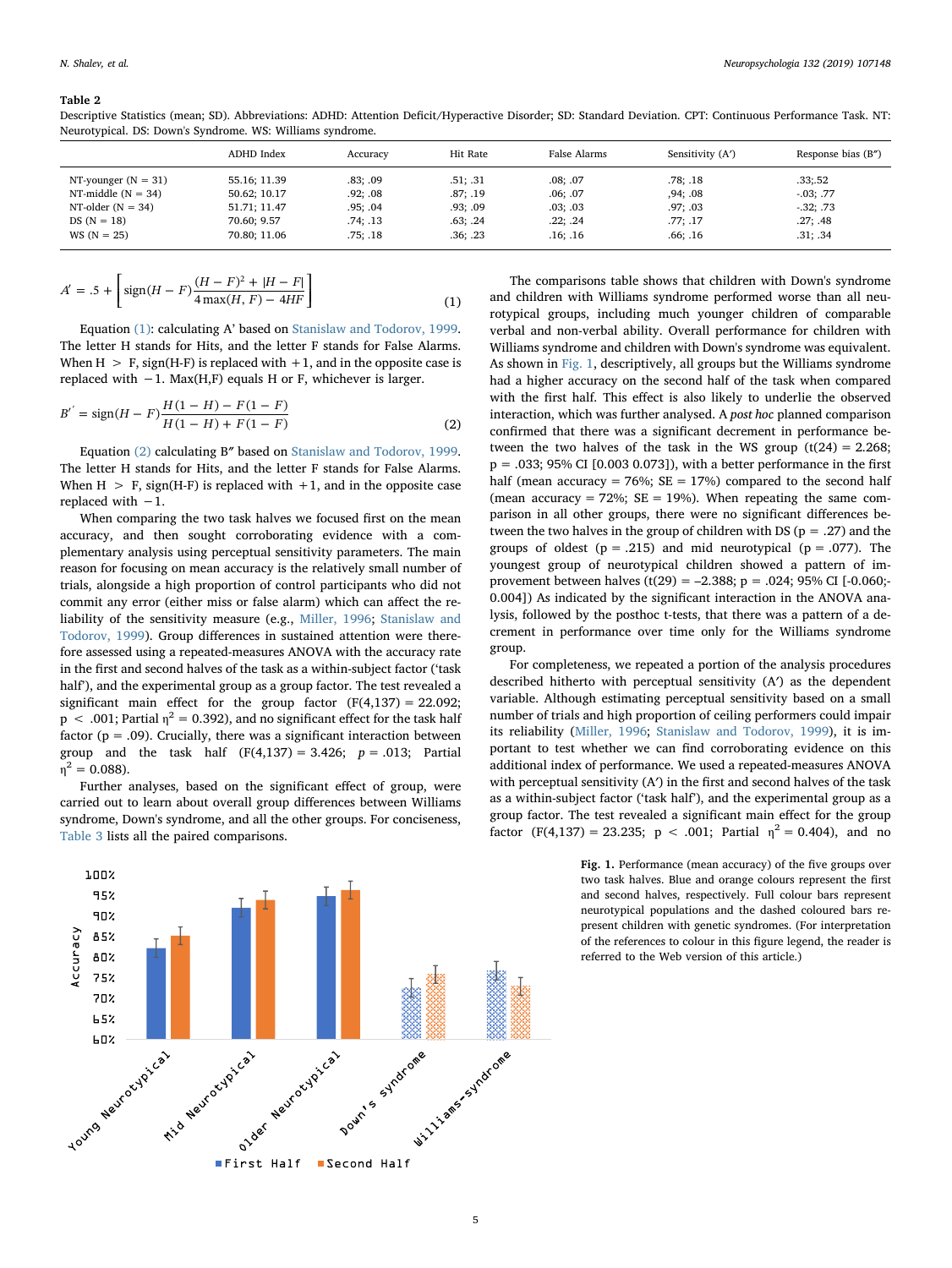**Table 2**
Descriptive Statistics (mean; SD). Abbreviations: ADHD: Attention Deficit/Hyperactive Disorder; SD: Standard Deviation. CPT: Continuous Performance Task. NT: Neurotypical. DS: Down's Syndrome. WS: Williams syndrome.

| | ADHD Index | Accuracy | Hit Rate | False Alarms | Sensitivity (A′) | Response bias (B″) |
|---|---|---|---|---|---|---|
| NT-younger (N = 31) | 55.16; 11.39 | .83; .09 | .51; .31 | .08; .07 | .78; .18 | .33;.52 |
| NT-middle (N = 34) | 50.62; 10.17 | .92; .08 | .87; .19 | .06; .07 | ,94; .08 | -.03; .77 |
| NT-older (N = 34) | 51.71; 11.47 | .95; .04 | .93; .09 | .03; .03 | .97; .03 | -.32; .73 |
| DS (N = 18) | 70.60; 9.57 | .74; .13 | .63; .24 | .22; .24 | .77; .17 | .27; .48 |
| WS (N = 25) | 70.80; 11.06 | .75; .18 | .36; .23 | .16; .16 | .66; .16 | .31; .34 |

$$A' = .5 + \left[ \text{sign}(H - F) \frac{(H - F)^2 + |H - F|}{4\max(H, F) - 4HF} \right] \tag{1}$$

Equation (1): calculating A' based on Stanislaw and Todorov, 1999. The letter H stands for Hits, and the letter F stands for False Alarms. When H > F, sign(H-F) is replaced with +1, and in the opposite case is replaced with −1. Max(H,F) equals H or F, whichever is larger.

$$B'' = \text{sign}(H - F) \frac{H(1 - H) - F(1 - F)}{H(1 - H) + F(1 - F)} \tag{2}$$

Equation (2) calculating B″ based on Stanislaw and Todorov, 1999. The letter H stands for Hits, and the letter F stands for False Alarms. When H > F, sign(H-F) is replaced with +1, and in the opposite case replaced with −1.

When comparing the two task halves we focused first on the mean accuracy, and then sought corroborating evidence with a complementary analysis using perceptual sensitivity parameters. The main reason for focusing on mean accuracy is the relatively small number of trials, alongside a high proportion of control participants who did not commit any error (either miss or false alarm) which can affect the reliability of the sensitivity measure (e.g., Miller, 1996; Stanislaw and Todorov, 1999). Group differences in sustained attention were therefore assessed using a repeated-measures ANOVA with the accuracy rate in the first and second halves of the task as a within-subject factor ('task half'), and the experimental group as a group factor. The test revealed a significant main effect for the group factor ($F(4,137) = 22.092$; $p < .001$; Partial $\eta^2 = 0.392$), and no significant effect for the task half factor ($p = .09$). Crucially, there was a significant interaction between group and the task half ($F(4,137) = 3.426$; $p = .013$; Partial $\eta^2 = 0.088$).

Further analyses, based on the significant effect of group, were carried out to learn about overall group differences between Williams syndrome, Down's syndrome, and all the other groups. For conciseness, Table 3 lists all the paired comparisons.

The comparisons table shows that children with Down's syndrome and children with Williams syndrome performed worse than all neurotypical groups, including much younger children of comparable verbal and non-verbal ability. Overall performance for children with Williams syndrome and children with Down's syndrome was equivalent. As shown in Fig. 1, descriptively, all groups but the Williams syndrome had a higher accuracy on the second half of the task when compared with the first half. This effect is also likely to underlie the observed interaction, which was further analysed. A *post hoc* planned comparison confirmed that there was a significant decrement in performance between the two halves of the task in the WS group ($t(24) = 2.268$; $p = .033$; 95% CI [0.003 0.073]), with a better performance in the first half (mean accuracy = 76%; SE = 17%) compared to the second half (mean accuracy = 72%; SE = 19%). When repeating the same comparison in all other groups, there were no significant differences between the two halves in the group of children with DS ($p = .27$) and the groups of oldest ($p = .215$) and mid neurotypical ($p = .077$). The youngest group of neurotypical children showed a pattern of improvement between halves ($t(29) = -2.388$; $p = .024$; 95% CI [-0.060;-0.004]) As indicated by the significant interaction in the ANOVA analysis, followed by the posthoc t-tests, that there was a pattern of a decrement in performance over time only for the Williams syndrome group.

For completeness, we repeated a portion of the analysis procedures described hitherto with perceptual sensitivity (A′) as the dependent variable. Although estimating perceptual sensitivity based on a small number of trials and high proportion of ceiling performers could impair its reliability (Miller, 1996; Stanislaw and Todorov, 1999), it is important to test whether we can find corroborating evidence on this additional index of performance. We used a repeated-measures ANOVA with perceptual sensitivity (A′) in the first and second halves of the task as a within-subject factor ('task half'), and the experimental group as a group factor. The test revealed a significant main effect for the group factor ($F(4,137) = 23.235$; $p < .001$; Partial $\eta^2 = 0.404$), and no

**Fig. 1.** Performance (mean accuracy) of the five groups over two task halves. Blue and orange colours represent the first and second halves, respectively. Full colour bars represent neurotypical populations and the dashed coloured bars represent children with genetic syndromes. (For interpretation of the references to colour in this figure legend, the reader is referred to the Web version of this article.)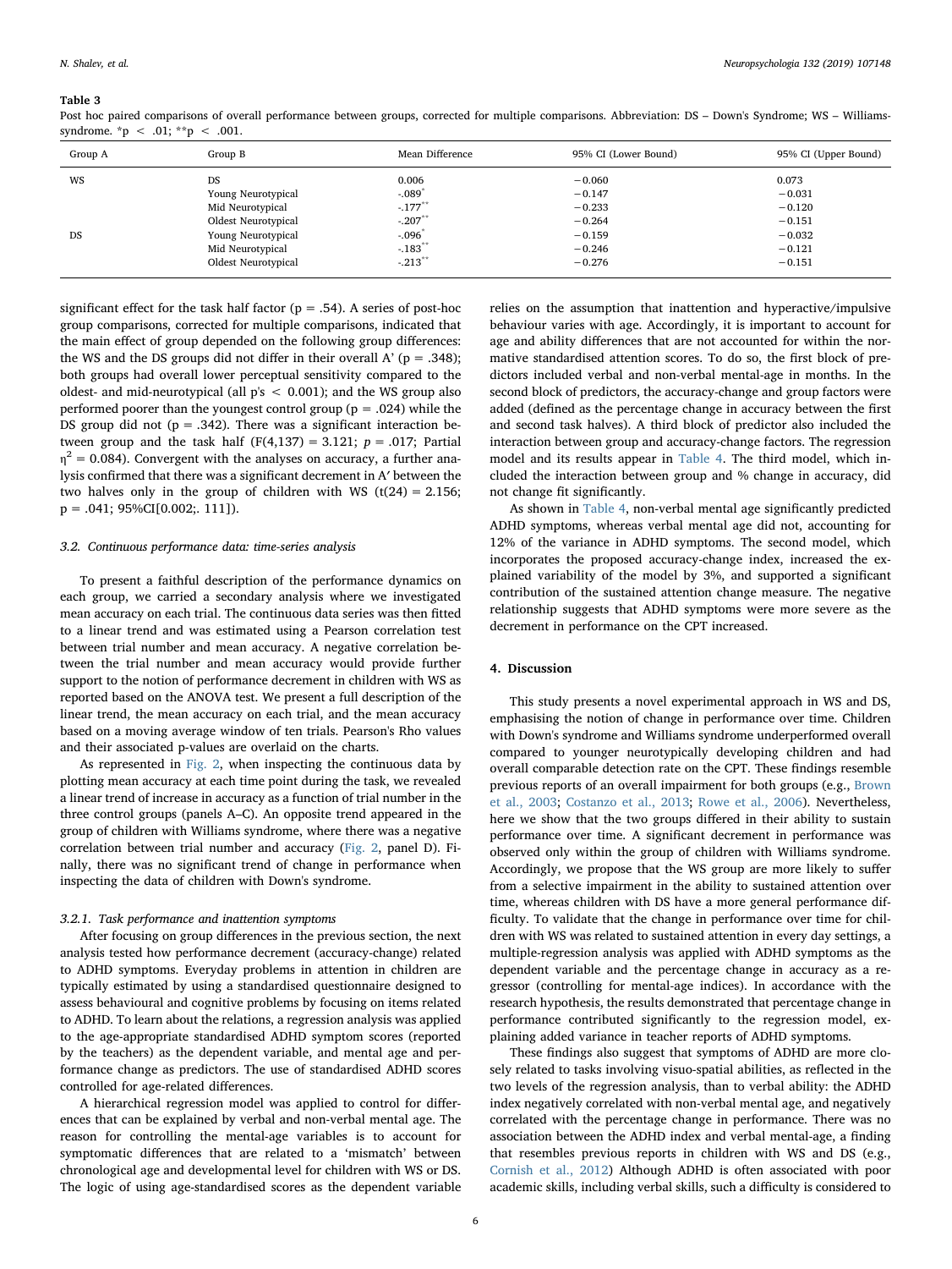**Table 3**

Post hoc paired comparisons of overall performance between groups, corrected for multiple comparisons. Abbreviation: DS – Down's Syndrome; WS – Williams-syndrome. \*p < .01; \*\*p < .001.

| Group A | Group B | Mean Difference | 95% CI (Lower Bound) | 95% CI (Upper Bound) |
|---|---|---|---|---|
| WS | DS | 0.006 | −0.060 | 0.073 |
| | Young Neurotypical | -.089* | −0.147 | −0.031 |
| | Mid Neurotypical | -.177** | −0.233 | −0.120 |
| | Oldest Neurotypical | -.207** | −0.264 | −0.151 |
| DS | Young Neurotypical | -.096* | −0.159 | −0.032 |
| | Mid Neurotypical | -.183** | −0.246 | −0.121 |
| | Oldest Neurotypical | -.213** | −0.276 | −0.151 |

significant effect for the task half factor (p = .54). A series of post-hoc group comparisons, corrected for multiple comparisons, indicated that the main effect of group depended on the following group differences: the WS and the DS groups did not differ in their overall A' (p = .348); both groups had overall lower perceptual sensitivity compared to the oldest- and mid-neurotypical (all p's < 0.001); and the WS group also performed poorer than the youngest control group (p = .024) while the DS group did not (p = .342). There was a significant interaction between group and the task half ($F(4,137) = 3.121$; $p = .017$; Partial $\eta^2 = 0.084$). Convergent with the analyses on accuracy, a further analysis confirmed that there was a significant decrement in A′ between the two halves only in the group of children with WS ($t(24) = 2.156$; p = .041; 95%CI[0.002;. 111]).

### 3.2. Continuous performance data: time-series analysis

To present a faithful description of the performance dynamics on each group, we carried a secondary analysis where we investigated mean accuracy on each trial. The continuous data series was then fitted to a linear trend and was estimated using a Pearson correlation test between trial number and mean accuracy. A negative correlation between the trial number and mean accuracy would provide further support to the notion of performance decrement in children with WS as reported based on the ANOVA test. We present a full description of the linear trend, the mean accuracy on each trial, and the mean accuracy based on a moving average window of ten trials. Pearson's Rho values and their associated p-values are overlaid on the charts.

As represented in Fig. 2, when inspecting the continuous data by plotting mean accuracy at each time point during the task, we revealed a linear trend of increase in accuracy as a function of trial number in the three control groups (panels A–C). An opposite trend appeared in the group of children with Williams syndrome, where there was a negative correlation between trial number and accuracy (Fig. 2, panel D). Finally, there was no significant trend of change in performance when inspecting the data of children with Down's syndrome.

#### 3.2.1. Task performance and inattention symptoms

After focusing on group differences in the previous section, the next analysis tested how performance decrement (accuracy-change) related to ADHD symptoms. Everyday problems in attention in children are typically estimated by using a standardised questionnaire designed to assess behavioural and cognitive problems by focusing on items related to ADHD. To learn about the relations, a regression analysis was applied to the age-appropriate standardised ADHD symptom scores (reported by the teachers) as the dependent variable, and mental age and performance change as predictors. The use of standardised ADHD scores controlled for age-related differences.

A hierarchical regression model was applied to control for differences that can be explained by verbal and non-verbal mental age. The reason for controlling the mental-age variables is to account for symptomatic differences that are related to a 'mismatch' between chronological age and developmental level for children with WS or DS. The logic of using age-standardised scores as the dependent variable relies on the assumption that inattention and hyperactive/impulsive behaviour varies with age. Accordingly, it is important to account for age and ability differences that are not accounted for within the normative standardised attention scores. To do so, the first block of predictors included verbal and non-verbal mental-age in months. In the second block of predictors, the accuracy-change and group factors were added (defined as the percentage change in accuracy between the first and second task halves). A third block of predictor also included the interaction between group and accuracy-change factors. The regression model and its results appear in Table 4. The third model, which included the interaction between group and % change in accuracy, did not change fit significantly.

As shown in Table 4, non-verbal mental age significantly predicted ADHD symptoms, whereas verbal mental age did not, accounting for 12% of the variance in ADHD symptoms. The second model, which incorporates the proposed accuracy-change index, increased the explained variability of the model by 3%, and supported a significant contribution of the sustained attention change measure. The negative relationship suggests that ADHD symptoms were more severe as the decrement in performance on the CPT increased.

## 4. Discussion

This study presents a novel experimental approach in WS and DS, emphasising the notion of change in performance over time. Children with Down's syndrome and Williams syndrome underperformed overall compared to younger neurotypically developing children and had overall comparable detection rate on the CPT. These findings resemble previous reports of an overall impairment for both groups (e.g., Brown et al., 2003; Costanzo et al., 2013; Rowe et al., 2006). Nevertheless, here we show that the two groups differed in their ability to sustain performance over time. A significant decrement in performance was observed only within the group of children with Williams syndrome. Accordingly, we propose that the WS group are more likely to suffer from a selective impairment in the ability to sustained attention over time, whereas children with DS have a more general performance difficulty. To validate that the change in performance over time for children with WS was related to sustained attention in every day settings, a multiple-regression analysis was applied with ADHD symptoms as the dependent variable and the percentage change in accuracy as a regressor (controlling for mental-age indices). In accordance with the research hypothesis, the results demonstrated that percentage change in performance contributed significantly to the regression model, explaining added variance in teacher reports of ADHD symptoms.

These findings also suggest that symptoms of ADHD are more closely related to tasks involving visuo-spatial abilities, as reflected in the two levels of the regression analysis, than to verbal ability: the ADHD index negatively correlated with non-verbal mental age, and negatively correlated with the percentage change in performance. There was no association between the ADHD index and verbal mental-age, a finding that resembles previous reports in children with WS and DS (e.g., Cornish et al., 2012) Although ADHD is often associated with poor academic skills, including verbal skills, such a difficulty is considered to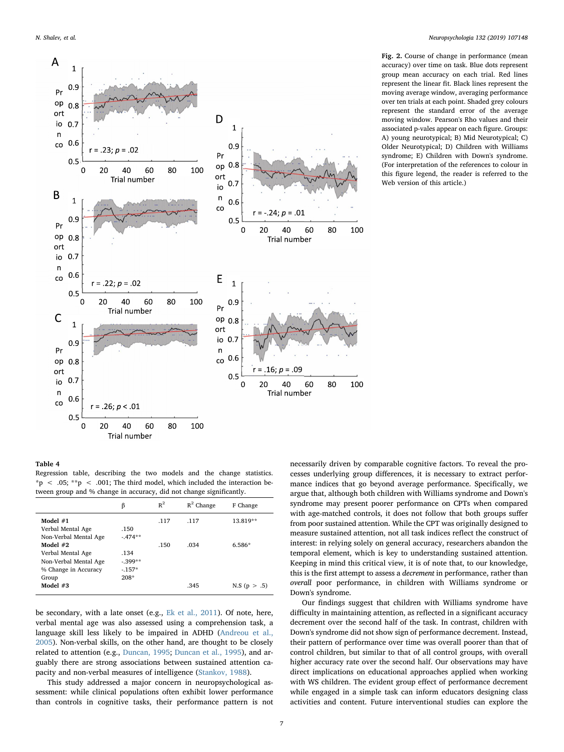**Fig. 2.** Course of change in performance (mean accuracy) over time on task. Blue dots represent group mean accuracy on each trial. Red lines represent the linear fit. Black lines represent the moving average window, averaging performance over ten trials at each point. Shaded grey colours represent the standard error of the average moving window. Pearson's Rho values and their associated p-vales appear on each figure. Groups: A) young neurotypical; B) Mid Neurotypical; C) Older Neurotypical; D) Children with Williams syndrome; E) Children with Down's syndrome. (For interpretation of the references to colour in this figure legend, the reader is referred to the Web version of this article.)

**Table 4**
Regression table, describing the two models and the change statistics. *p < .05; **p < .001; The third model, which included the interaction between group and % change in accuracy, did not change significantly.

| | β | $R^2$ | $R^2$ Change | F Change |
|---|---|---|---|---|
| **Model #1** | | .117 | .117 | 13.819** |
| Verbal Mental Age | .150 | | | |
| Non-Verbal Mental Age | -.474** | | | |
| **Model #2** | | .150 | .034 | 6.586* |
| Verbal Mental Age | .134 | | | |
| Non-Verbal Mental Age | -.399** | | | |
| % Change in Accuracy | -.157* | | | |
| Group | 208* | | | |
| **Model #3** | | | .345 | N.S (p > .5) |

be secondary, with a late onset (e.g., Ek et al., 2011). Of note, here, verbal mental age was also assessed using a comprehension task, a language skill less likely to be impaired in ADHD (Andreou et al., 2005). Non-verbal skills, on the other hand, are thought to be closely related to attention (e.g., Duncan, 1995; Duncan et al., 1995), and arguably there are strong associations between sustained attention capacity and non-verbal measures of intelligence (Stankov, 1988).

This study addressed a major concern in neuropsychological assessment: while clinical populations often exhibit lower performance than controls in cognitive tasks, their performance pattern is not necessarily driven by comparable cognitive factors. To reveal the processes underlying group differences, it is necessary to extract performance indices that go beyond average performance. Specifically, we argue that, although both children with Williams syndrome and Down's syndrome may present poorer performance on CPTs when compared with age-matched controls, it does not follow that both groups suffer from poor sustained attention. While the CPT was originally designed to measure sustained attention, not all task indices reflect the construct of interest: in relying solely on general accuracy, researchers abandon the temporal element, which is key to understanding sustained attention. Keeping in mind this critical view, it is of note that, to our knowledge, this is the first attempt to assess a *decrement* in performance, rather than *overall* poor performance, in children with Williams syndrome or Down's syndrome.

Our findings suggest that children with Williams syndrome have difficulty in maintaining attention, as reflected in a significant accuracy decrement over the second half of the task. In contrast, children with Down's syndrome did not show sign of performance decrement. Instead, their pattern of performance over time was overall poorer than that of control children, but similar to that of all control groups, with overall higher accuracy rate over the second half. Our observations may have direct implications on educational approaches applied when working with WS children. The evident group effect of performance decrement while engaged in a simple task can inform educators designing class activities and content. Future interventional studies can explore the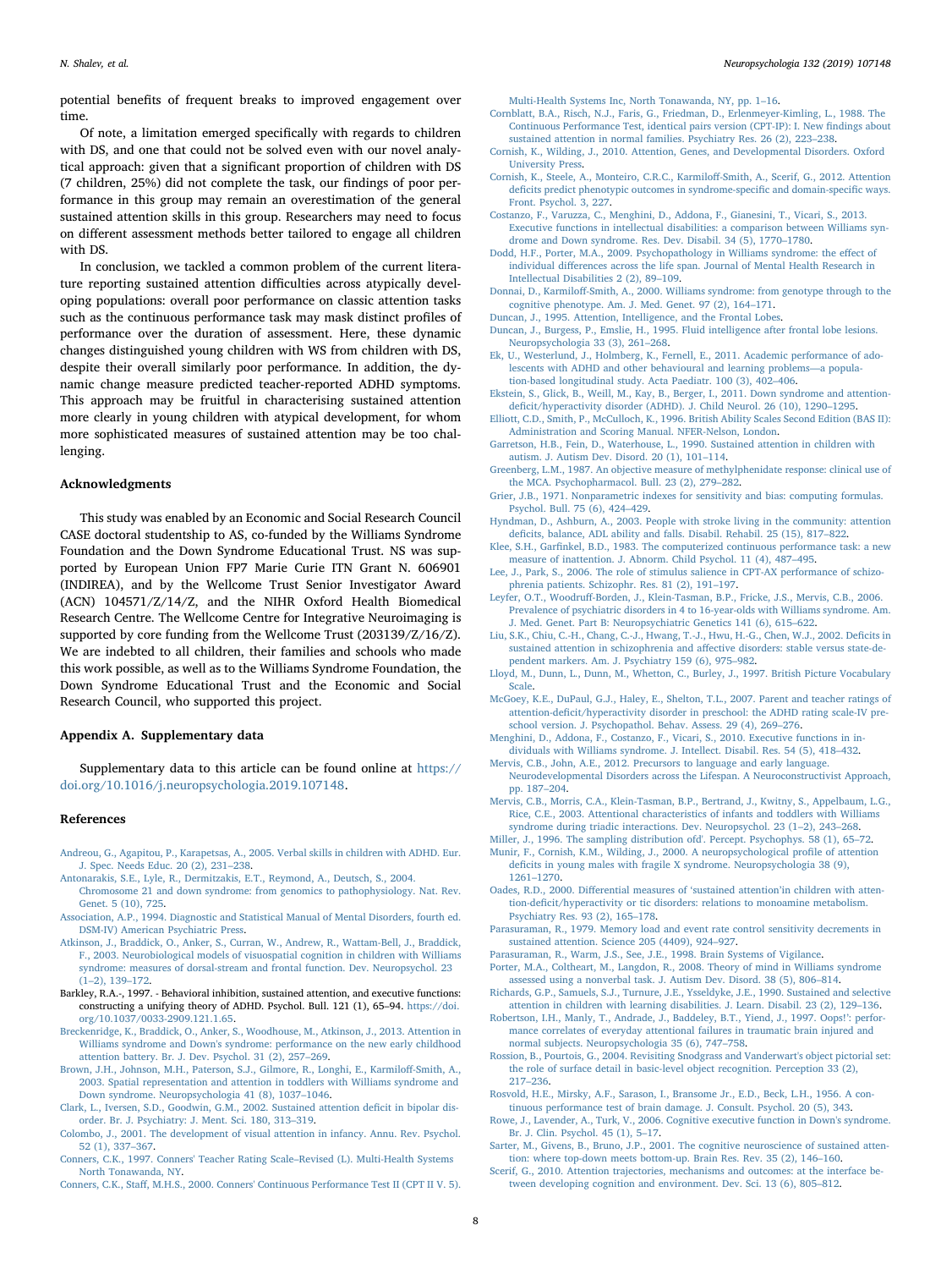potential benefits of frequent breaks to improved engagement over time.

Of note, a limitation emerged specifically with regards to children with DS, and one that could not be solved even with our novel analytical approach: given that a significant proportion of children with DS (7 children, 25%) did not complete the task, our findings of poor performance in this group may remain an overestimation of the general sustained attention skills in this group. Researchers may need to focus on different assessment methods better tailored to engage all children with DS.

In conclusion, we tackled a common problem of the current literature reporting sustained attention difficulties across atypically developing populations: overall poor performance on classic attention tasks such as the continuous performance task may mask distinct profiles of performance over the duration of assessment. Here, these dynamic changes distinguished young children with WS from children with DS, despite their overall similarly poor performance. In addition, the dynamic change measure predicted teacher-reported ADHD symptoms. This approach may be fruitful in characterising sustained attention more clearly in young children with atypical development, for whom more sophisticated measures of sustained attention may be too challenging.

## Acknowledgments

This study was enabled by an Economic and Social Research Council CASE doctoral studentship to AS, co-funded by the Williams Syndrome Foundation and the Down Syndrome Educational Trust. NS was supported by European Union FP7 Marie Curie ITN Grant N. 606901 (INDIREA), and by the Wellcome Trust Senior Investigator Award (ACN) 104571/Z/14/Z, and the NIHR Oxford Health Biomedical Research Centre. The Wellcome Centre for Integrative Neuroimaging is supported by core funding from the Wellcome Trust (203139/Z/16/Z). We are indebted to all children, their families and schools who made this work possible, as well as to the Williams Syndrome Foundation, the Down Syndrome Educational Trust and the Economic and Social Research Council, who supported this project.

## Appendix A. Supplementary data

Supplementary data to this article can be found online at https://doi.org/10.1016/j.neuropsychologia.2019.107148.

## References

Andreou, G., Agapitou, P., Karapetsas, A., 2005. Verbal skills in children with ADHD. Eur. J. Spec. Needs Educ. 20 (2), 231–238.

Antonarakis, S.E., Lyle, R., Dermitzakis, E.T., Reymond, A., Deutsch, S., 2004. Chromosome 21 and down syndrome: from genomics to pathophysiology. Nat. Rev. Genet. 5 (10), 725.

Association, A.P., 1994. Diagnostic and Statistical Manual of Mental Disorders, fourth ed. DSM-IV) American Psychiatric Press.

Atkinson, J., Braddick, O., Anker, S., Curran, W., Andrew, R., Wattam-Bell, J., Braddick, F., 2003. Neurobiological models of visuospatial cognition in children with Williams syndrome: measures of dorsal-stream and frontal function. Dev. Neuropsychol. 23 (1–2), 139–172.

Barkley, R.A.-, 1997. - Behavioral inhibition, sustained attention, and executive functions: constructing a unifying theory of ADHD. Psychol. Bull. 121 (1), 65–94. https://doi.org/10.1037/0033-2909.121.1.65.

Breckenridge, K., Braddick, O., Anker, S., Woodhouse, M., Atkinson, J., 2013. Attention in Williams syndrome and Down's syndrome: performance on the new early childhood attention battery. Br. J. Dev. Psychol. 31 (2), 257–269.

Brown, J.H., Johnson, M.H., Paterson, S.J., Gilmore, R., Longhi, E., Karmiloff-Smith, A., 2003. Spatial representation and attention in toddlers with Williams syndrome and Down syndrome. Neuropsychologia 41 (8), 1037–1046.

Clark, L., Iversen, S.D., Goodwin, G.M., 2002. Sustained attention deficit in bipolar disorder. Br. J. Psychiatry: J. Ment. Sci. 180, 313–319.

Colombo, J., 2001. The development of visual attention in infancy. Annu. Rev. Psychol. 52 (1), 337–367.

Conners, C.K., 1997. Conners' Teacher Rating Scale–Revised (L). Multi-Health Systems North Tonawanda, NY.

Conners, C.K., Staff, M.H.S., 2000. Conners' Continuous Performance Test II (CPT II V. 5). Multi-Health Systems Inc, North Tonawanda, NY, pp. 1–16.

Cornblatt, B.A., Risch, N.J., Faris, G., Friedman, D., Erlenmeyer-Kimling, L., 1988. The Continuous Performance Test, identical pairs version (CPT-IP): I. New findings about sustained attention in normal families. Psychiatry Res. 26 (2), 223–238.

Cornish, K., Wilding, J., 2010. Attention, Genes, and Developmental Disorders. Oxford University Press.

Cornish, K., Steele, A., Monteiro, C.R.C., Karmiloff-Smith, A., Scerif, G., 2012. Attention deficits predict phenotypic outcomes in syndrome-specific and domain-specific ways. Front. Psychol. 3, 227.

Costanzo, F., Varuzza, C., Menghini, D., Addona, F., Gianesini, T., Vicari, S., 2013. Executive functions in intellectual disabilities: a comparison between Williams syndrome and Down syndrome. Res. Dev. Disabil. 34 (5), 1770–1780.

Dodd, H.F., Porter, M.A., 2009. Psychopathology in Williams syndrome: the effect of individual differences across the life span. Journal of Mental Health Research in Intellectual Disabilities 2 (2), 89–109.

Donnai, D., Karmiloff-Smith, A., 2000. Williams syndrome: from genotype through to the cognitive phenotype. Am. J. Med. Genet. 97 (2), 164–171.

Duncan, J., 1995. Attention, Intelligence, and the Frontal Lobes.

Duncan, J., Burgess, P., Emslie, H., 1995. Fluid intelligence after frontal lobe lesions. Neuropsychologia 33 (3), 261–268.

Ek, U., Westerlund, J., Holmberg, K., Fernell, E., 2011. Academic performance of adolescents with ADHD and other behavioural and learning problems—a population-based longitudinal study. Acta Paediatr. 100 (3), 402–406.

Ekstein, S., Glick, B., Weill, M., Kay, B., Berger, I., 2011. Down syndrome and attention-deficit/hyperactivity disorder (ADHD). J. Child Neurol. 26 (10), 1290–1295.

Elliott, C.D., Smith, P., McCulloch, K., 1996. British Ability Scales Second Edition (BAS II): Administration and Scoring Manual. NFER-Nelson, London.

Garretson, H.B., Fein, D., Waterhouse, L., 1990. Sustained attention in children with autism. J. Autism Dev. Disord. 20 (1), 101–114.

Greenberg, L.M., 1987. An objective measure of methylphenidate response: clinical use of the MCA. Psychopharmacol. Bull. 23 (2), 279–282.

Grier, J.B., 1971. Nonparametric indexes for sensitivity and bias: computing formulas. Psychol. Bull. 75 (6), 424–429.

Hyndman, D., Ashburn, A., 2003. People with stroke living in the community: attention deficits, balance, ADL ability and falls. Disabil. Rehabil. 25 (15), 817–822.

Klee, S.H., Garfinkel, B.D., 1983. The computerized continuous performance task: a new measure of inattention. J. Abnorm. Child Psychol. 11 (4), 487–495.

Lee, J., Park, S., 2006. The role of stimulus salience in CPT-AX performance of schizophrenia patients. Schizophr. Res. 81 (2), 191–197.

Leyfer, O.T., Woodruff-Borden, J., Klein-Tasman, B.P., Fricke, J.S., Mervis, C.B., 2006. Prevalence of psychiatric disorders in 4 to 16-year-olds with Williams syndrome. Am. J. Med. Genet. Part B: Neuropsychiatric Genetics 141 (6), 615–622.

Liu, S.K., Chiu, C.-H., Chang, C.-J., Hwang, T.-J., Hwu, H.-G., Chen, W.J., 2002. Deficits in sustained attention in schizophrenia and affective disorders: stable versus state-dependent markers. Am. J. Psychiatry 159 (6), 975–982.

Lloyd, M., Dunn, L., Dunn, M., Whetton, C., Burley, J., 1997. British Picture Vocabulary Scale.

McGoey, K.E., DuPaul, G.J., Haley, E., Shelton, T.L., 2007. Parent and teacher ratings of attention-deficit/hyperactivity disorder in preschool: the ADHD rating scale-IV preschool version. J. Psychopathol. Behav. Assess. 29 (4), 269–276.

Menghini, D., Addona, F., Costanzo, F., Vicari, S., 2010. Executive functions in individuals with Williams syndrome. J. Intellect. Disabil. Res. 54 (5), 418–432.

Mervis, C.B., John, A.E., 2012. Precursors to language and early language. Neurodevelopmental Disorders across the Lifespan. A Neuroconstructivist Approach, pp. 187–204.

Mervis, C.B., Morris, C.A., Klein-Tasman, B.P., Bertrand, J., Kwitny, S., Appelbaum, L.G., Rice, C.E., 2003. Attentional characteristics of infants and toddlers with Williams syndrome during triadic interactions. Dev. Neuropsychol. 23 (1–2), 243–268.

Miller, J., 1996. The sampling distribution ofd'. Percept. Psychophys. 58 (1), 65–72.

Munir, F., Cornish, K.M., Wilding, J., 2000. A neuropsychological profile of attention deficits in young males with fragile X syndrome. Neuropsychologia 38 (9), 1261–1270.

Oades, R.D., 2000. Differential measures of 'sustained attention'in children with attention-deficit/hyperactivity or tic disorders: relations to monoamine metabolism. Psychiatry Res. 93 (2), 165–178.

Parasuraman, R., 1979. Memory load and event rate control sensitivity decrements in sustained attention. Science 205 (4409), 924–927.

Parasuraman, R., Warm, J.S., See, J.E., 1998. Brain Systems of Vigilance.

Porter, M.A., Coltheart, M., Langdon, R., 2008. Theory of mind in Williams syndrome assessed using a nonverbal task. J. Autism Dev. Disord. 38 (5), 806–814.

Richards, G.P., Samuels, S.J., Turnure, J.E., Ysseldyke, J.E., 1990. Sustained and selective attention in children with learning disabilities. J. Learn. Disabil. 23 (2), 129–136.

Robertson, I.H., Manly, T., Andrade, J., Baddeley, B.T., Yiend, J., 1997. Oops!': performance correlates of everyday attentional failures in traumatic brain injured and normal subjects. Neuropsychologia 35 (6), 747–758.

Rossion, B., Pourtois, G., 2004. Revisiting Snodgrass and Vanderwart's object pictorial set: the role of surface detail in basic-level object recognition. Perception 33 (2), 217–236.

Rosvold, H.E., Mirsky, A.F., Sarason, I., Bransome Jr, E.D., Beck, L.H., 1956. A continuous performance test of brain damage. J. Consult. Psychol. 20 (5), 343.

Rowe, J., Lavender, A., Turk, V., 2006. Cognitive executive function in Down's syndrome. Br. J. Clin. Psychol. 45 (1), 5–17.

Sarter, M., Givens, B., Bruno, J.P., 2001. The cognitive neuroscience of sustained attention: where top-down meets bottom-up. Brain Res. Rev. 35 (2), 146–160.

Scerif, G., 2010. Attention trajectories, mechanisms and outcomes: at the interface between developing cognition and environment. Dev. Sci. 13 (6), 805–812.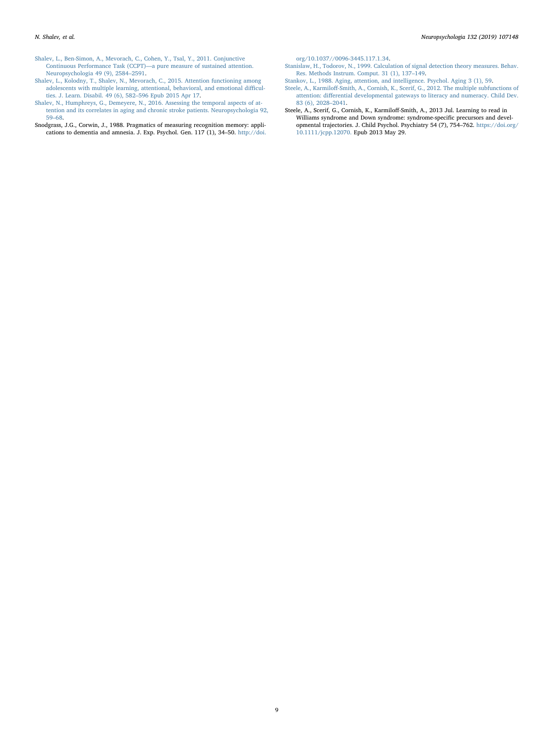Shalev, L., Ben-Simon, A., Mevorach, C., Cohen, Y., Tsal, Y., 2011. Conjunctive Continuous Performance Task (CCPT)—a pure measure of sustained attention. Neuropsychologia 49 (9), 2584–2591.

Shalev, L., Kolodny, T., Shalev, N., Mevorach, C., 2015. Attention functioning among adolescents with multiple learning, attentional, behavioral, and emotional difficulties. J. Learn. Disabil. 49 (6), 582–596 Epub 2015 Apr 17.

Shalev, N., Humphreys, G., Demeyere, N., 2016. Assessing the temporal aspects of attention and its correlates in aging and chronic stroke patients. Neuropsychologia 92, 59–68.

Snodgrass, J.G., Corwin, J., 1988. Pragmatics of measuring recognition memory: applications to dementia and amnesia. J. Exp. Psychol. Gen. 117 (1), 34–50. http://doi.org/10.1037//0096-3445.117.1.34.

Stanislaw, H., Todorov, N., 1999. Calculation of signal detection theory measures. Behav. Res. Methods Instrum. Comput. 31 (1), 137–149.

Stankov, L., 1988. Aging, attention, and intelligence. Psychol. Aging 3 (1), 59.

Steele, A., Karmiloff-Smith, A., Cornish, K., Scerif, G., 2012. The multiple subfunctions of attention: differential developmental gateways to literacy and numeracy. Child Dev. 83 (6), 2028–2041.

Steele, A., Scerif, G., Cornish, K., Karmiloff-Smith, A., 2013 Jul. Learning to read in Williams syndrome and Down syndrome: syndrome-specific precursors and developmental trajectories. J. Child Psychol. Psychiatry 54 (7), 754–762. https://doi.org/10.1111/jcpp.12070. Epub 2013 May 29.